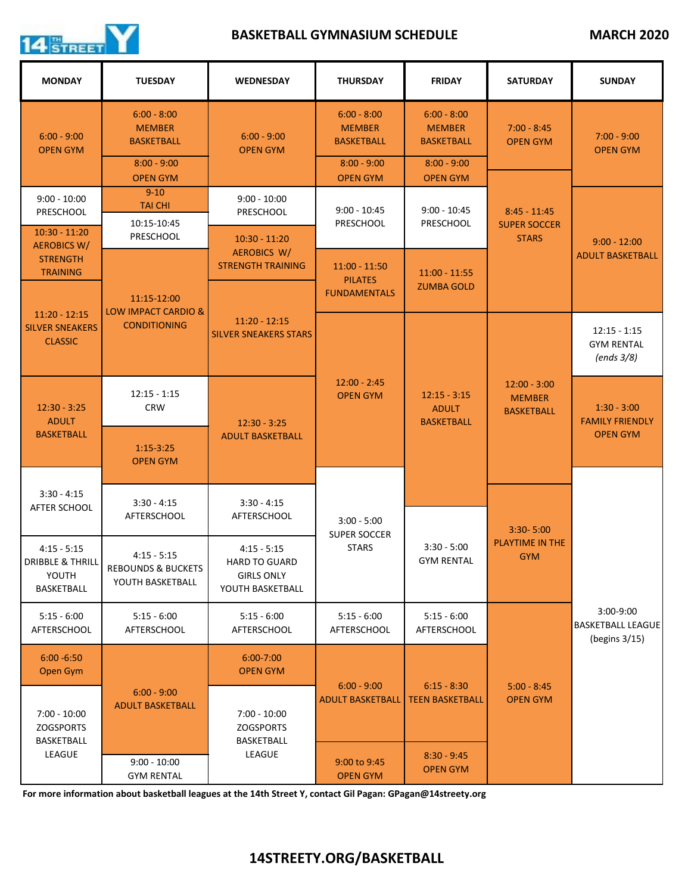# BASKETBALL GYMNASIUM SCHEDULE

**MARCH 2020**

| MONDAY | TUESDAY | WEDNESDAY | THURSDAY | FRIDAY | SATURDAY | SUNDAY |
|---|---|---|---|---|---|---|
| 6:00 - 9:00 OPEN GYM | 6:00 - 8:00 MEMBER BASKETBALL | 6:00 - 9:00 OPEN GYM | 6:00 - 8:00 MEMBER BASKETBALL | 6:00 - 8:00 MEMBER BASKETBALL | 7:00 - 8:45 OPEN GYM | 7:00 - 9:00 OPEN GYM |
| | 8:00 - 9:00 OPEN GYM | | 8:00 - 9:00 OPEN GYM | 8:00 - 9:00 OPEN GYM | 8:45 - 11:45 SUPER SOCCER STARS | |
| 9:00 - 10:00 PRESCHOOL | 9-10 TAI CHI | 9:00 - 10:00 PRESCHOOL | 9:00 - 10:45 PRESCHOOL | 9:00 - 10:45 PRESCHOOL | | 9:00 - 12:00 ADULT BASKETBALL |
| 10:30 - 11:20 AEROBICS W/ STRENGTH TRAINING | 10:15-10:45 PRESCHOOL | 10:30 - 11:20 AEROBICS W/ STRENGTH TRAINING | 11:00 - 11:50 PILATES FUNDAMENTALS | 11:00 - 11:55 ZUMBA GOLD | | |
| 11:20 - 12:15 SILVER SNEAKERS CLASSIC | 11:15-12:00 LOW IMPACT CARDIO & CONDITIONING | 11:20 - 12:15 SILVER SNEAKERS STARS | 12:00 - 2:45 OPEN GYM | 12:15 - 3:15 ADULT BASKETBALL | 12:00 - 3:00 MEMBER BASKETBALL | 12:15 - 1:15 GYM RENTAL *(ends 3/8)* |
| 12:30 - 3:25 ADULT BASKETBALL | 12:15 - 1:15 CRW | 12:30 - 3:25 ADULT BASKETBALL | | | | 1:30 - 3:00 FAMILY FRIENDLY OPEN GYM |
| | 1:15-3:25 OPEN GYM | | | | | |
| 3:30 - 4:15 AFTER SCHOOL | 3:30 - 4:15 AFTERSCHOOL | 3:30 - 4:15 AFTERSCHOOL | 3:00 - 5:00 SUPER SOCCER STARS | 3:30 - 5:00 GYM RENTAL | 3:30- 5:00 PLAYTIME IN THE GYM | 3:00-9:00 BASKETBALL LEAGUE (begins 3/15) |
| 4:15 - 5:15 DRIBBLE & THRILL YOUTH BASKETBALL | 4:15 - 5:15 REBOUNDS & BUCKETS YOUTH BASKETBALL | 4:15 - 5:15 HARD TO GUARD GIRLS ONLY YOUTH BASKETBALL | | | | |
| 5:15 - 6:00 AFTERSCHOOL | 5:15 - 6:00 AFTERSCHOOL | 5:15 - 6:00 AFTERSCHOOL | 5:15 - 6:00 AFTERSCHOOL | 5:15 - 6:00 AFTERSCHOOL | 5:00 - 8:45 OPEN GYM | |
| 6:00 -6:50 Open Gym | 6:00 - 9:00 ADULT BASKETBALL | 6:00-7:00 OPEN GYM | 6:00 - 9:00 ADULT BASKETBALL | 6:15 - 8:30 TEEN BASKETBALL | | |
| 7:00 - 10:00 ZOGSPORTS BASKETBALL LEAGUE | | 7:00 - 10:00 ZOGSPORTS BASKETBALL LEAGUE | | | | |
| | 9:00 - 10:00 GYM RENTAL | | 9:00 to 9:45 OPEN GYM | 8:30 - 9:45 OPEN GYM | | |

**For more information about basketball leagues at the 14th Street Y, contact Gil Pagan: GPagan@14streety.org**

**14STREETY.ORG/BASKETBALL**